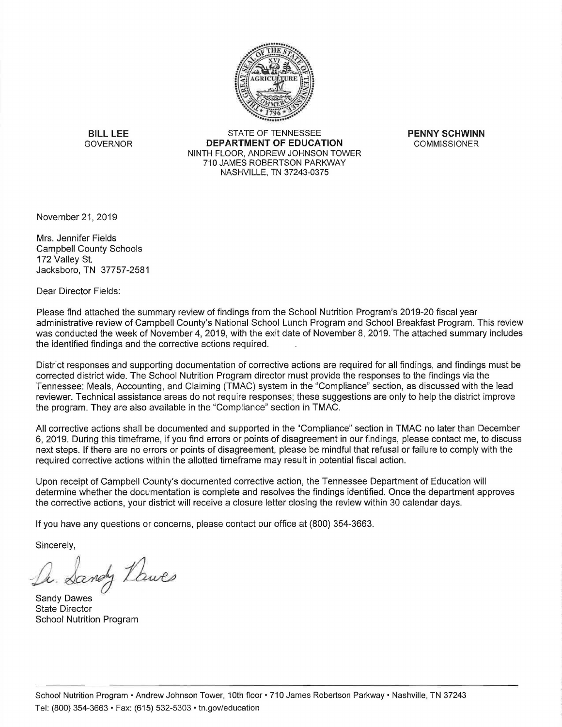**BILL LEE**
GOVERNOR

STATE OF TENNESSEE
**DEPARTMENT OF EDUCATION**
NINTH FLOOR, ANDREW JOHNSON TOWER
710 JAMES ROBERTSON PARKWAY
NASHVILLE, TN 37243-0375

**PENNY SCHWINN**
COMMISSIONER

November 21, 2019

Mrs. Jennifer Fields
Campbell County Schools
172 Valley St.
Jacksboro, TN 37757-2581

Dear Director Fields:

Please find attached the summary review of findings from the School Nutrition Program's 2019-20 fiscal year administrative review of Campbell County's National School Lunch Program and School Breakfast Program. This review was conducted the week of November 4, 2019, with the exit date of November 8, 2019. The attached summary includes the identified findings and the corrective actions required.

District responses and supporting documentation of corrective actions are required for all findings, and findings must be corrected district wide. The School Nutrition Program director must provide the responses to the findings via the Tennessee: Meals, Accounting, and Claiming (TMAC) system in the "Compliance" section, as discussed with the lead reviewer. Technical assistance areas do not require responses; these suggestions are only to help the district improve the program. They are also available in the "Compliance" section in TMAC.

All corrective actions shall be documented and supported in the "Compliance" section in TMAC no later than December 6, 2019. During this timeframe, if you find errors or points of disagreement in our findings, please contact me, to discuss next steps. If there are no errors or points of disagreement, please be mindful that refusal or failure to comply with the required corrective actions within the allotted timeframe may result in potential fiscal action.

Upon receipt of Campbell County's documented corrective action, the Tennessee Department of Education will determine whether the documentation is complete and resolves the findings identified. Once the department approves the corrective actions, your district will receive a closure letter closing the review within 30 calendar days.

If you have any questions or concerns, please contact our office at (800) 354-3663.

Sincerely,

Dr. Sandy Dawes

Sandy Dawes
State Director
School Nutrition Program

School Nutrition Program • Andrew Johnson Tower, 10th floor • 710 James Robertson Parkway • Nashville, TN 37243
Tel: (800) 354-3663 • Fax: (615) 532-5303 • tn.gov/education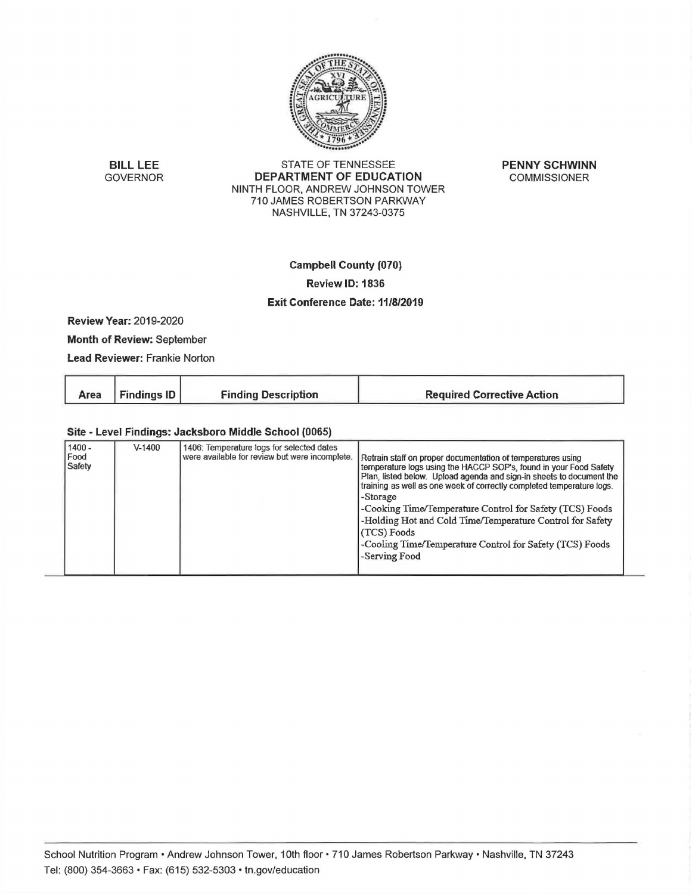**BILL LEE**
GOVERNOR

STATE OF TENNESSEE
**DEPARTMENT OF EDUCATION**
NINTH FLOOR, ANDREW JOHNSON TOWER
710 JAMES ROBERTSON PARKWAY
NASHVILLE, TN 37243-0375

**PENNY SCHWINN**
COMMISSIONER

**Campbell County (070)**

**Review ID: 1836**

**Exit Conference Date: 11/8/2019**

**Review Year:** 2019-2020

**Month of Review:** September

**Lead Reviewer:** Frankie Norton

| Area | Findings ID | Finding Description | Required Corrective Action |
| --- | --- | --- | --- |
| **Site - Level Findings: Jacksboro Middle School (0065)** | | | |
| 1400 - Food Safety | V-1400 | 1406: Temperature logs for selected dates were available for review but were incomplete. | Retrain staff on proper documentation of temperatures using temperature logs using the HACCP SOP's, found in your Food Safety Plan, listed below. Upload agenda and sign-in sheets to document the training as well as one week of correctly completed temperature logs.<br>-Storage<br>-Cooking Time/Temperature Control for Safety (TCS) Foods<br>-Holding Hot and Cold Time/Temperature Control for Safety (TCS) Foods<br>-Cooling Time/Temperature Control for Safety (TCS) Foods<br>-Serving Food |

School Nutrition Program • Andrew Johnson Tower, 10th floor • 710 James Robertson Parkway • Nashville, TN 37243
Tel: (800) 354-3663 • Fax: (615) 532-5303 • tn.gov/education